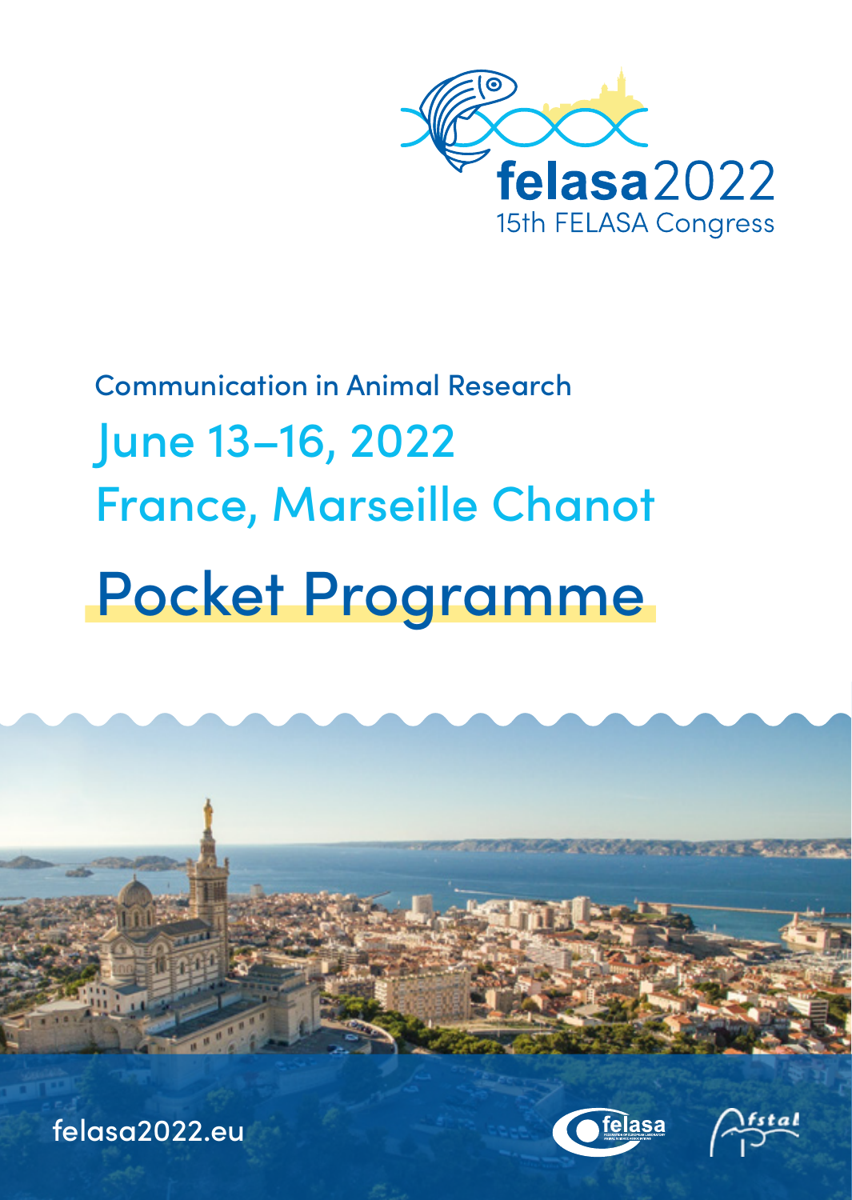felasa2022

15th FELASA Congress

Communication in Animal Research

## June 13–16, 2022

## France, Marseille Chanot

# Pocket Programme

felasa2022.eu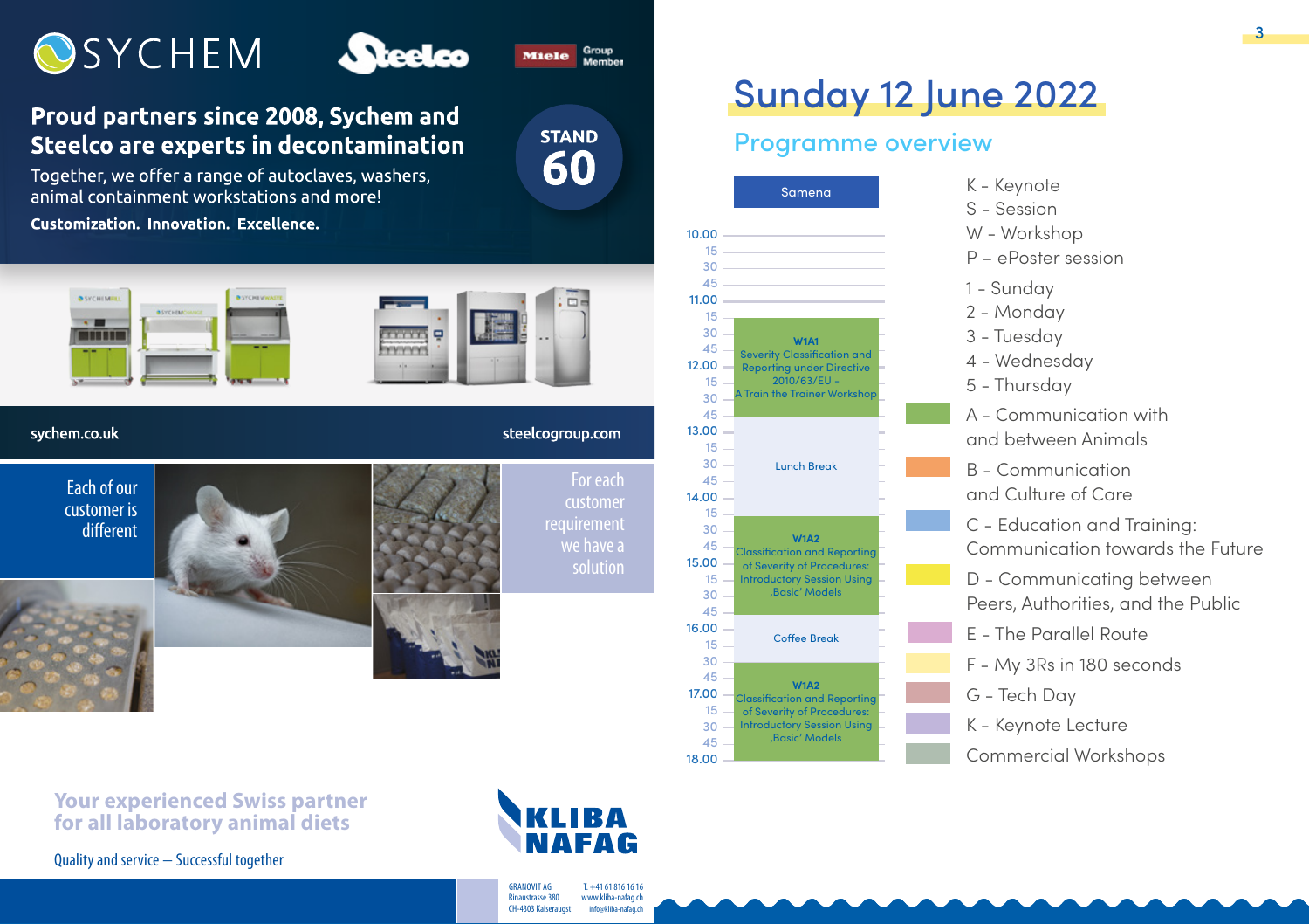SYCHEM

Steelco

Miele Group Member

**Proud partners since 2008, Sychem and Steelco are experts in decontamination**

Together, we offer a range of autoclaves, washers, animal containment workstations and more!

**Customization. Innovation. Excellence.**

STAND 60

sychem.co.uk

steelcogroup.com

Each of our customer is different

For each customer requirement we have a solution

Your experienced Swiss partner for all laboratory animal diets

Quality and service – Successful together

KLIBA NAFAG

GRANOVIT AG
Rinaustrasse 380
CH-4303 Kaiseraugst

T. +41 61 816 16 16
www.kliba-nafag.ch
info@kliba-nafag.ch

# Sunday 12 June 2022

## Programme overview

| Time | Samena |
|---|---|
| 10.00–11.30 | |
| 11.30–13.00 | **W1A1** Severity Classification and Reporting under Directive 2010/63/EU – A Train the Trainer Workshop |
| 13.00–14.30 | Lunch Break |
| 14.30–16.00 | **W1A2** Classification and Reporting of Severity of Procedures: Introductory Session Using ‚Basic' Models |
| 16.00–16.45 | Coffee Break |
| 16.45–18.00 | **W1A2** Classification and Reporting of Severity of Procedures: Introductory Session Using ‚Basic' Models |

K - Keynote
S - Session
W - Workshop
P – ePoster session

1 - Sunday
2 - Monday
3 - Tuesday
4 - Wednesday
5 - Thursday

A - Communication with and between Animals
B - Communication and Culture of Care
C - Education and Training: Communication towards the Future
D - Communicating between Peers, Authorities, and the Public
E - The Parallel Route
F - My 3Rs in 180 seconds
G - Tech Day
K - Keynote Lecture
Commercial Workshops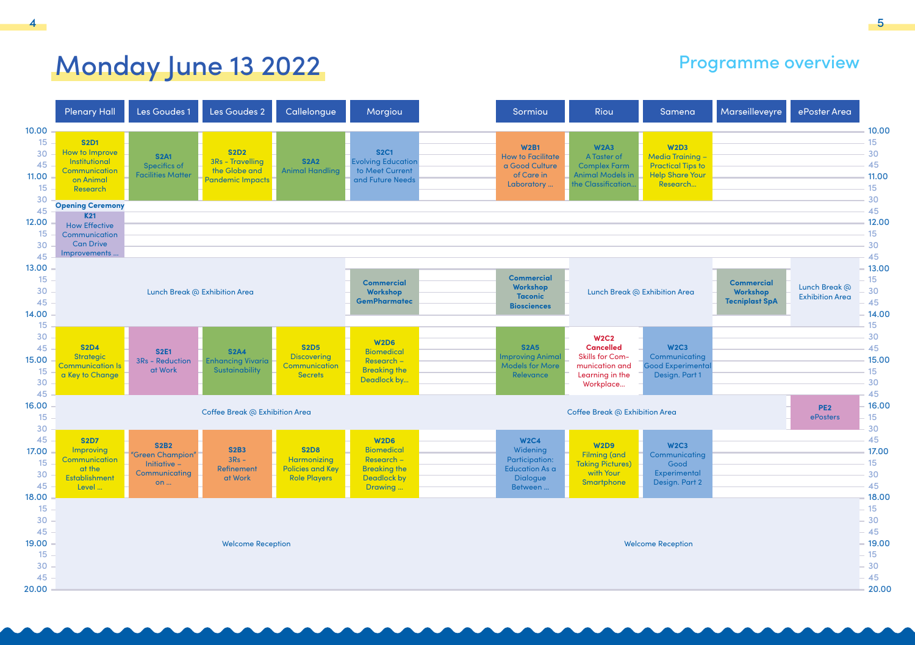# Monday June 13 2022

## Programme overview

| Time | Plenary Hall | Les Goudes 1 | Les Goudes 2 | Callelongue | Morgiou | Sormiou | Riou | Samena | Marseilleveyre | ePoster Area |
|---|---|---|---|---|---|---|---|---|---|---|
| 10.00–11.30 | **S2D1** How to Improve Institutional Communication on Animal Research | **S2A1** Specifics of Facilities Matter | **S2D2** 3Rs - Travelling the Globe and Pandemic Impacts | **S2A2** Animal Handling | **S2C1** Evolving Education to Meet Current and Future Needs | **W2B1** How to Facilitate a Good Culture of Care in Laboratory ... | **W2A3** A Taster of Complex Farm Animal Models in the Classification... | **W2D3** Media Training – Practical Tips to Help Share Your Research... | | |
| 11.30–11.45 | **Opening Ceremony** | | | | | | | | | |
| 11.45–12.45 | **K21** How Effective Communication Can Drive Improvements ... | | | | | | | | | |
| 12.45–14.15 | Lunch Break @ Exhibition Area | Lunch Break @ Exhibition Area | Lunch Break @ Exhibition Area | Lunch Break @ Exhibition Area | | | Lunch Break @ Exhibition Area | Lunch Break @ Exhibition Area | | Lunch Break @ Exhibition Area |
| 13.00–14.00 | | | | | **Commercial Workshop GemPharmatec** | **Commercial Workshop Taconic Biosciences** | | | **Commercial Workshop Tecniplast SpA** | |
| 14.30–15.45 | **S2D4** Strategic Communication Is a Key to Change | **S2E1** 3Rs - Reduction at Work | **S2A4** Enhancing Vivaria Sustainability | **S2D5** Discovering Communication Secrets | **W2D6** Biomedical Research – Breaking the Deadlock by... | **S2A5** Improving Animal Models for More Relevance | **W2C2** Cancelled Skills for Communication and Learning in the Workplace... | **W2C3** Communicating Good Experimental Design. Part 1 | | |
| 15.45–16.30 | Coffee Break @ Exhibition Area | Coffee Break @ Exhibition Area | Coffee Break @ Exhibition Area | Coffee Break @ Exhibition Area | Coffee Break @ Exhibition Area | Coffee Break @ Exhibition Area | Coffee Break @ Exhibition Area | Coffee Break @ Exhibition Area | Coffee Break @ Exhibition Area | **PE2** ePosters |
| 16.30–18.00 | **S2D7** Improving Communication at the Establishment Level ... | **S2B2** "Green Champion" Initiative – Communicating on ... | **S2B3** 3Rs - Refinement at Work | **S2D8** Harmonizing Policies and Key Role Players | **W2D6** Biomedical Research – Breaking the Deadlock by Drawing ... | **W2C4** Widening Participation: Education As a Dialogue Between ... | **W2D9** Filming (and Taking Pictures) with Your Smartphone | **W2C3** Communicating Good Experimental Design. Part 2 | | |
| 18.00–20.00 | Welcome Reception | Welcome Reception | Welcome Reception | Welcome Reception | Welcome Reception | Welcome Reception | Welcome Reception | Welcome Reception | Welcome Reception | Welcome Reception |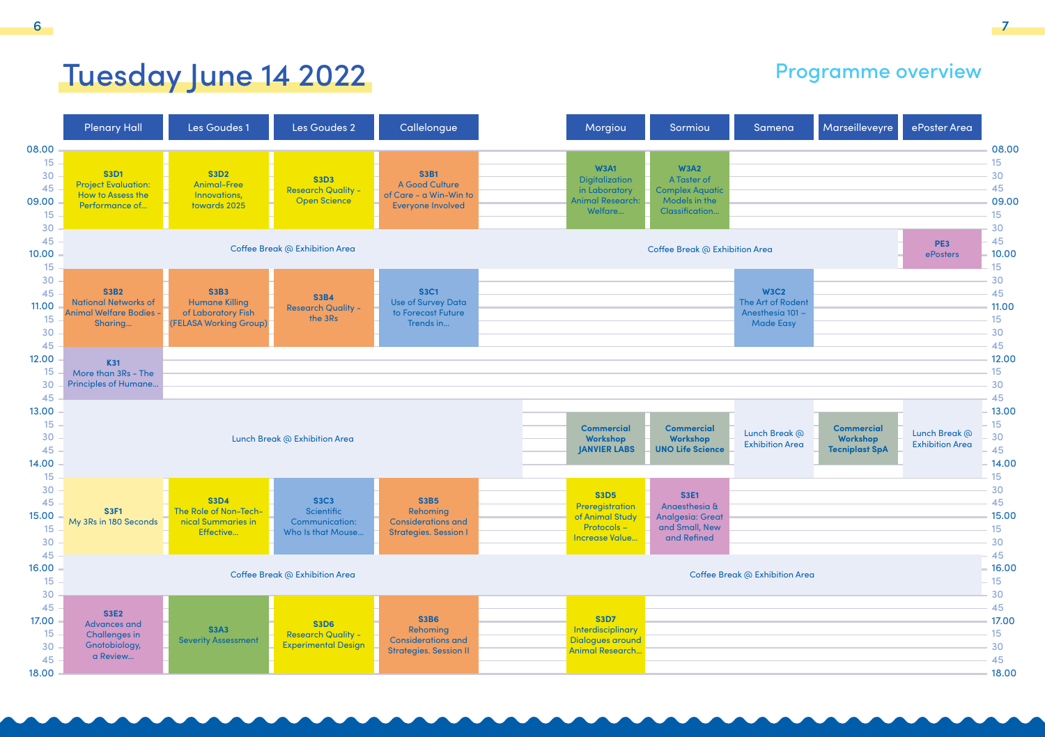# Tuesday June 14 2022

## Programme overview

| Time | Plenary Hall | Les Goudes 1 | Les Goudes 2 | Callelongue | Morgiou | Sormiou | Samena | Marseilleveyre | ePoster Area |
|---|---|---|---|---|---|---|---|---|---|
| 08.00–09.30 | **S3D1** Project Evaluation: How to Assess the Performance of... | **S3D2** Animal-Free Innovations, towards 2025 | **S3D3** Research Quality - Open Science | **S3B1** A Good Culture of Care - a Win-Win to Everyone Involved | **W3A1** Digitalization in Laboratory Animal Research: Welfare... | **W3A2** A Taster of Complex Aquatic Models in the Classification... | | | |
| 09.30–10.15 | Coffee Break @ Exhibition Area | | | | Coffee Break @ Exhibition Area | | | | **PE3** ePosters |
| 10.15–12.00 | **S3B2** National Networks of Animal Welfare Bodies - Sharing... | **S3B3** Humane Killing of Laboratory Fish (FELASA Working Group) | **S3B4** Research Quality - the 3Rs | **S3C1** Use of Survey Data to Forecast Future Trends in... | | | **W3C2** The Art of Rodent Anesthesia 101 – Made Easy | | |
| 12.00–12.45 | **K31** More than 3Rs - The Principles of Humane... | | | | | | | | |
| 13.00–14.15 | Lunch Break @ Exhibition Area | | | | **Commercial Workshop JANVIER LABS** | **Commercial Workshop UNO Life Science** | Lunch Break @ Exhibition Area | **Commercial Workshop Tecniplast SpA** | Lunch Break @ Exhibition Area |
| 14.15–16.00 | **S3F1** My 3Rs in 180 Seconds | **S3D4** The Role of Non-Technical Summaries in Effective... | **S3C3** Scientific Communication: Who Is that Mouse... | **S3B5** Rehoming Considerations and Strategies. Session I | **S3D5** Preregistration of Animal Study Protocols – Increase Value... | **S3E1** Anaesthesia & Analgesia: Great and Small, New and Refined | | | |
| 16.00–16.30 | Coffee Break @ Exhibition Area | | | | Coffee Break @ Exhibition Area | | | | |
| 16.30–18.00 | **S3E2** Advances and Challenges in Gnotobiology, a Review... | **S3A3** Severity Assessment | **S3D6** Research Quality - Experimental Design | **S3B6** Rehoming Considerations and Strategies. Session II | **S3D7** Interdisciplinary Dialogues around Animal Research... | | | | |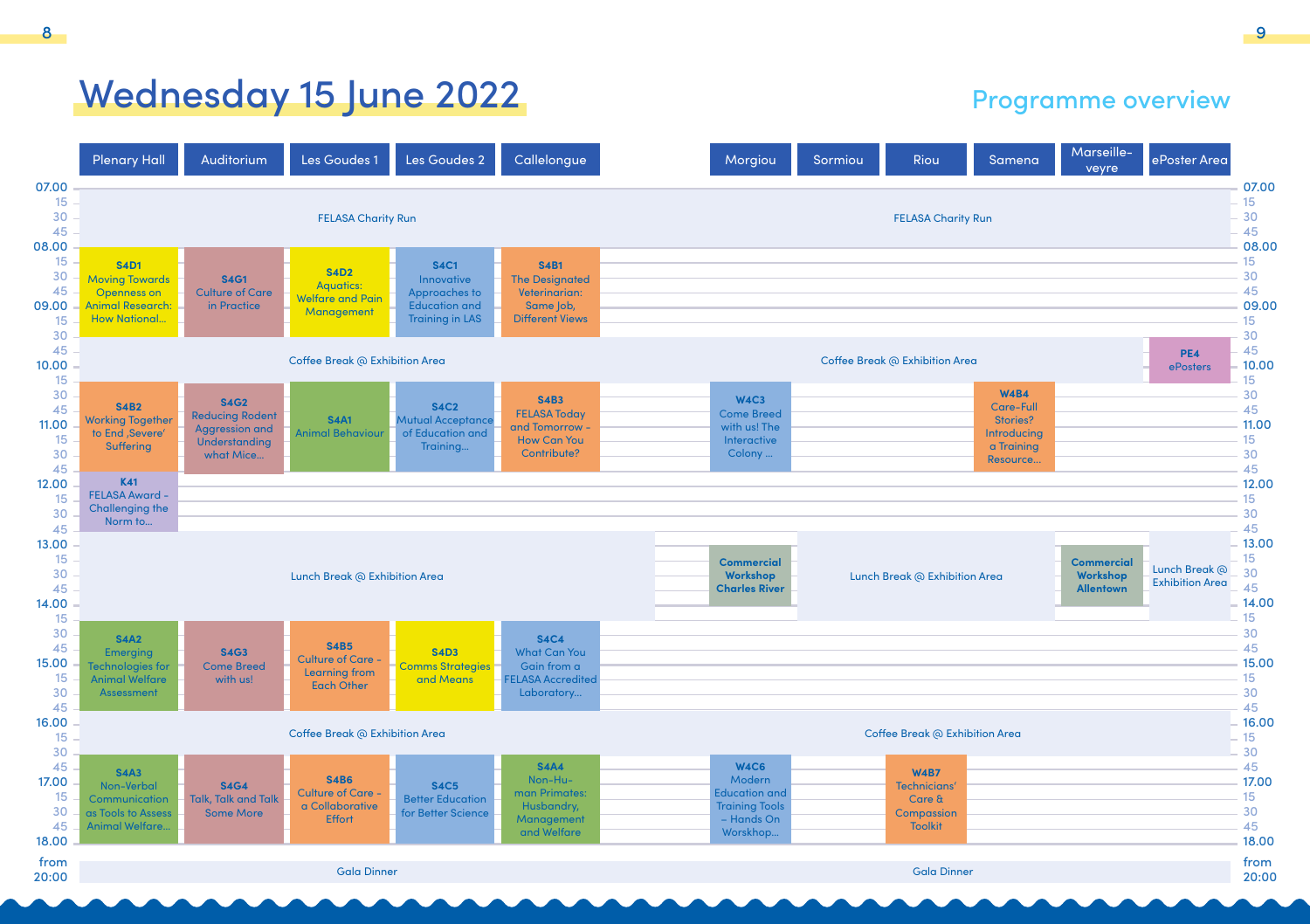# Wednesday 15 June 2022

## Programme overview

| Time | Plenary Hall | Auditorium | Les Goudes 1 | Les Goudes 2 | Callelongue | Morgiou | Sormiou | Riou | Samena | Marseille-veyre | ePoster Area |
|---|---|---|---|---|---|---|---|---|---|---|---|
| 07.00–08.00 | FELASA Charity Run | | | | | FELASA Charity Run | | | | | |
| 08.00–09.30 | S4D1 Moving Towards Openness on Animal Research: How National... | S4G1 Culture of Care in Practice | S4D2 Aquatics: Welfare and Pain Management | S4C1 Innovative Approaches to Education and Training in LAS | S4B1 The Designated Veterinarian: Same Job, Different Views | | | | | | |
| 09.30–10.15 | Coffee Break @ Exhibition Area | | | | | Coffee Break @ Exhibition Area | | | | | PE4 ePosters |
| 10.15–11.45 | S4B2 Working Together to End ‚Severe' Suffering | S4G2 Reducing Rodent Aggression and Understanding what Mice... | S4A1 Animal Behaviour | S4C2 Mutual Acceptance of Education and Training... | S4B3 FELASA Today and Tomorrow – How Can You Contribute? | W4C3 Come Breed with us! The Interactive Colony ... | | | W4B4 Care-Full Stories? Introducing a Training Resource... | | |
| 11.45–12.45 | K41 FELASA Award – Challenging the Norm to... | | | | | | | | | | |
| 12.45–14.15 | Lunch Break @ Exhibition Area | | | | | Commercial Workshop Charles River | Lunch Break @ Exhibition Area | | | Commercial Workshop Allentown | Lunch Break @ Exhibition Area |
| 14.15–15.45 | S4A2 Emerging Technologies for Animal Welfare Assessment | S4G3 Come Breed with us! | S4B5 Culture of Care - Learning from Each Other | S4D3 Comms Strategies and Means | S4C4 What Can You Gain from a FELASA Accredited Laboratory... | | | | | | |
| 15.45–16.30 | Coffee Break @ Exhibition Area | | | | | Coffee Break @ Exhibition Area | | | | | |
| 16.30–18.00 | S4A3 Non-Verbal Communication as Tools to Assess Animal Welfare... | S4G4 Talk, Talk and Talk Some More | S4B6 Culture of Care - a Collaborative Effort | S4C5 Better Education for Better Science | S4A4 Non-Human Primates: Husbandry, Management and Welfare | W4C6 Modern Education and Training Tools – Hands On Worskhop... | | W4B7 Technicians' Care & Compassion Toolkit | | | |
| from 20:00 | Gala Dinner | | | | | Gala Dinner | | | | | |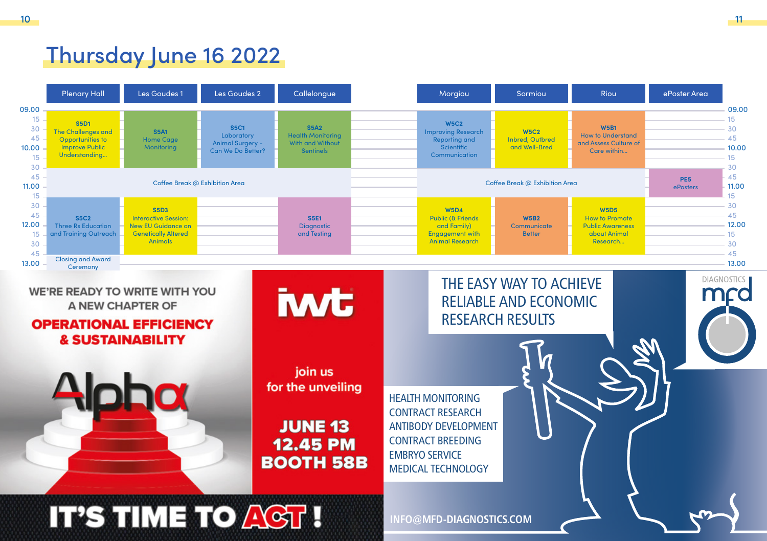# Thursday June 16 2022

| Time | Plenary Hall | Les Goudes 1 | Les Goudes 2 | Callelongue | Morgiou | Sormiou | Riou | ePoster Area |
|---|---|---|---|---|---|---|---|---|
| 09.00–10.45 | **S5D1** The Challenges and Opportunities to Improve Public Understanding... | **S5A1** Home Cage Monitoring | **S5C1** Laboratory Animal Surgery - Can We Do Better? | **S5A2** Health Monitoring With and Without Sentinels | **W5C2** Improving Research Reporting and Scientific Communication | **W5C2** Inbred, Outbred and Well-Bred | **W5B1** How to Understand and Assess Culture of Care within... | |
| 10.45–11.15 | Coffee Break @ Exhibition Area | | | | Coffee Break @ Exhibition Area | | | **PE5** ePosters |
| 11.15–12.45 | **S5C2** Three Rs Education and Training Outreach | **S5D3** Interactive Session: New EU Guidance on Genetically Altered Animals | | **S5E1** Diagnostic and Testing | **W5D4** Public (& Friends and Family) Engagement with Animal Research | **W5B2** Communicate Better | **W5D5** How to Promote Public Awareness about Animal Research... | |
| 12.45–13.00 | Closing and Award Ceremony | | | | | | | |

WE'RE READY TO WRITE WITH YOU A NEW CHAPTER OF

**OPERATIONAL EFFICIENCY & SUSTAINABILITY**

Alpha

iwt

join us for the unveiling

**JUNE 13 12.45 PM BOOTH 58B**

**IT'S TIME TO ACT !**

THE EASY WAY TO ACHIEVE RELIABLE AND ECONOMIC RESEARCH RESULTS

DIAGNOSTICS mfd

HEALTH MONITORING
CONTRACT RESEARCH
ANTIBODY DEVELOPMENT
CONTRACT BREEDING
EMBRYO SERVICE
MEDICAL TECHNOLOGY

INFO@MFD-DIAGNOSTICS.COM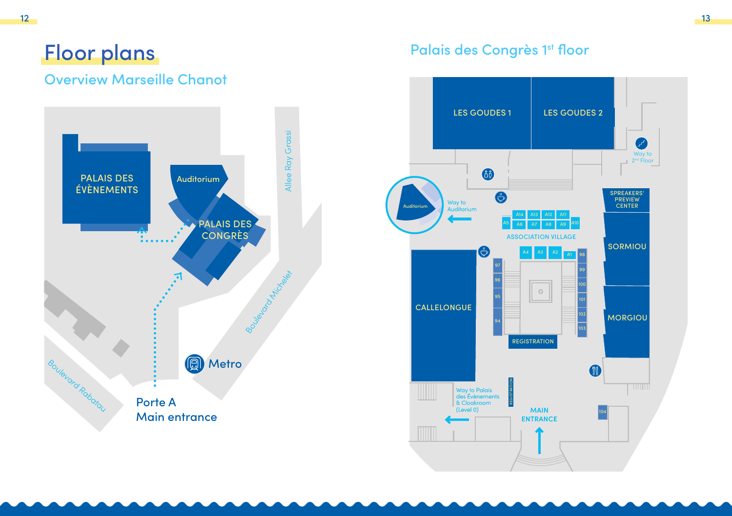# Floor plans

## Overview Marseille Chanot

PALAIS DES ÉVÈNEMENTS

Auditorium

PALAIS DES CONGRÈS

Allee Ray Grassi

Boulevard Michelet

Boulevard Rabatau

Metro

Porte A
Main entrance

## Palais des Congrès 1st floor

LES GOUDES 1

LES GOUDES 2

Way to 2nd Floor

Auditorium

Way to Auditorium

SPREAKERS' PREVIEW CENTER

A14 A13 A12 A11

A5 A6 A7 A8 A9 A10

ASSOCIATION VILLAGE

A4 A3 A2 A1

SORMIOU

MORGIOU

CALLELONGUE

97 96 95 94

98 99 100 101 102 103

REGISTRATION

Way to Palais des Évènements & Cloakroom (Level 0)

REGISTRATION

MAIN ENTRANCE

104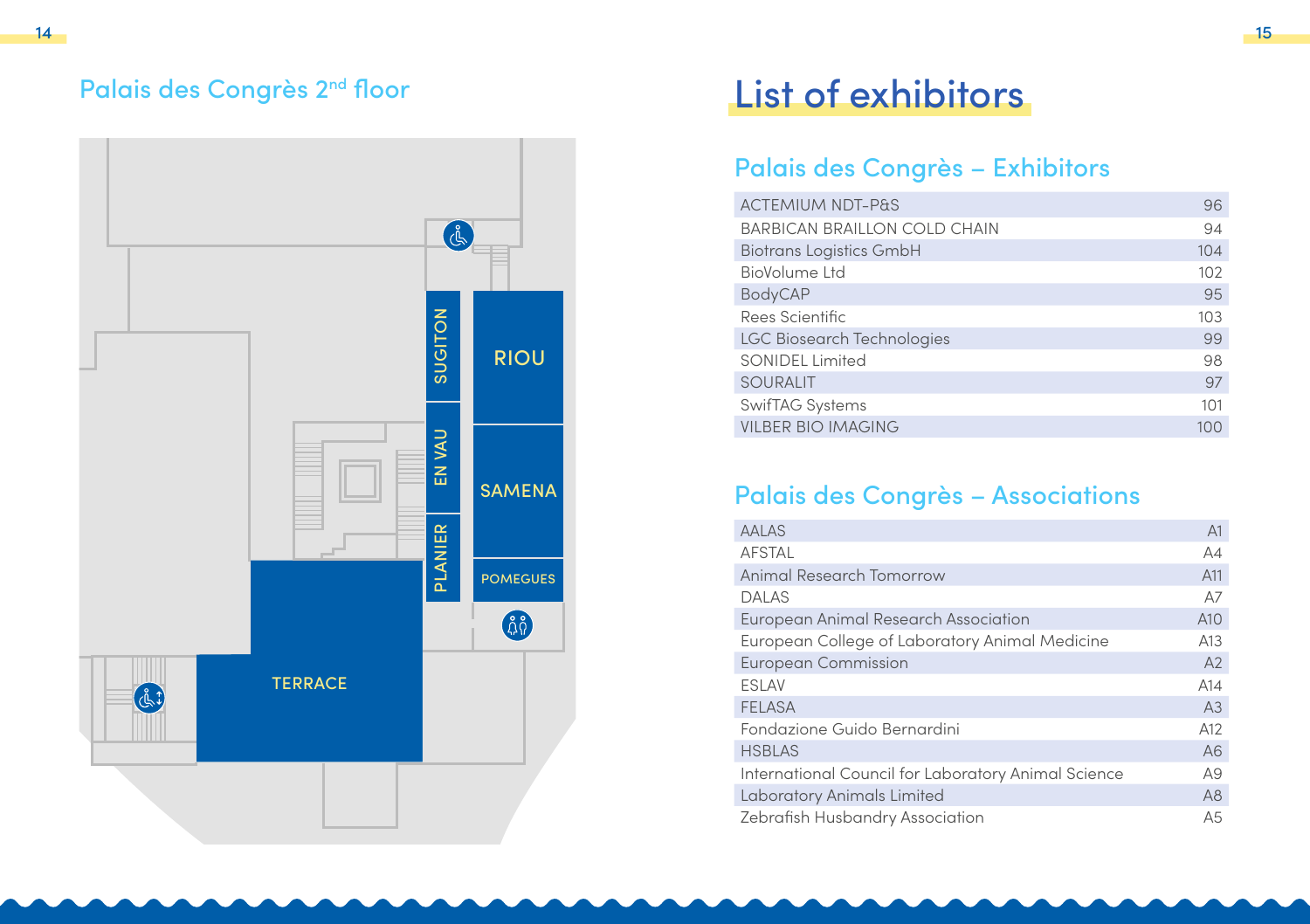## Palais des Congrès 2nd floor

SUGITON

RIOU

EN VAU

SAMENA

PLANIER

POMEGUES

TERRACE

# List of exhibitors

## Palais des Congrès – Exhibitors

| Exhibitor | Stand |
|---|---|
| ACTEMIUM NDT-P&S | 96 |
| BARBICAN BRAILLON COLD CHAIN | 94 |
| Biotrans Logistics GmbH | 104 |
| BioVolume Ltd | 102 |
| BodyCAP | 95 |
| Rees Scientific | 103 |
| LGC Biosearch Technologies | 99 |
| SONIDEL Limited | 98 |
| SOURALIT | 97 |
| SwifTAG Systems | 101 |
| VILBER BIO IMAGING | 100 |

## Palais des Congrès – Associations

| Association | Stand |
|---|---|
| AALAS | A1 |
| AFSTAL | A4 |
| Animal Research Tomorrow | A11 |
| DALAS | A7 |
| European Animal Research Association | A10 |
| European College of Laboratory Animal Medicine | A13 |
| European Commission | A2 |
| ESLAV | A14 |
| FELASA | A3 |
| Fondazione Guido Bernardini | A12 |
| HSBLAS | A6 |
| International Council for Laboratory Animal Science | A9 |
| Laboratory Animals Limited | A8 |
| Zebrafish Husbandry Association | A5 |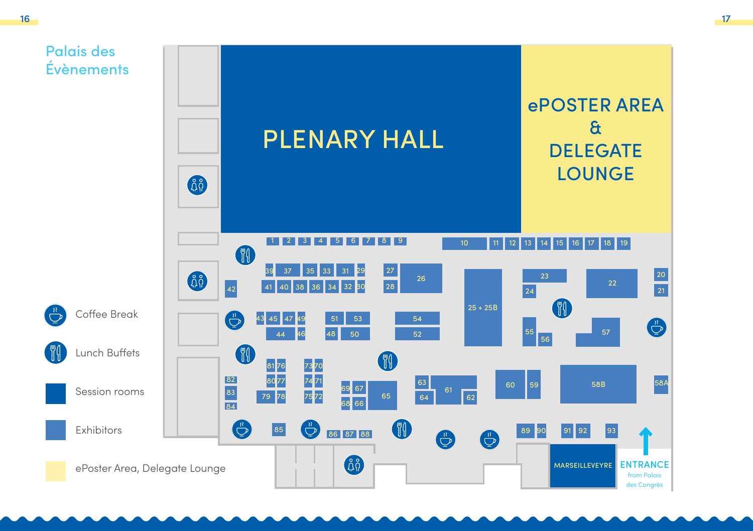# Palais des Évènements

PLENARY HALL

ePOSTER AREA & DELEGATE LOUNGE

MARSEILLEVEYRE

ENTRANCE from Palais des Congrès

Legend:

- Coffee Break
- Lunch Buffets
- Session rooms
- Exhibitors
- ePoster Area, Delegate Lounge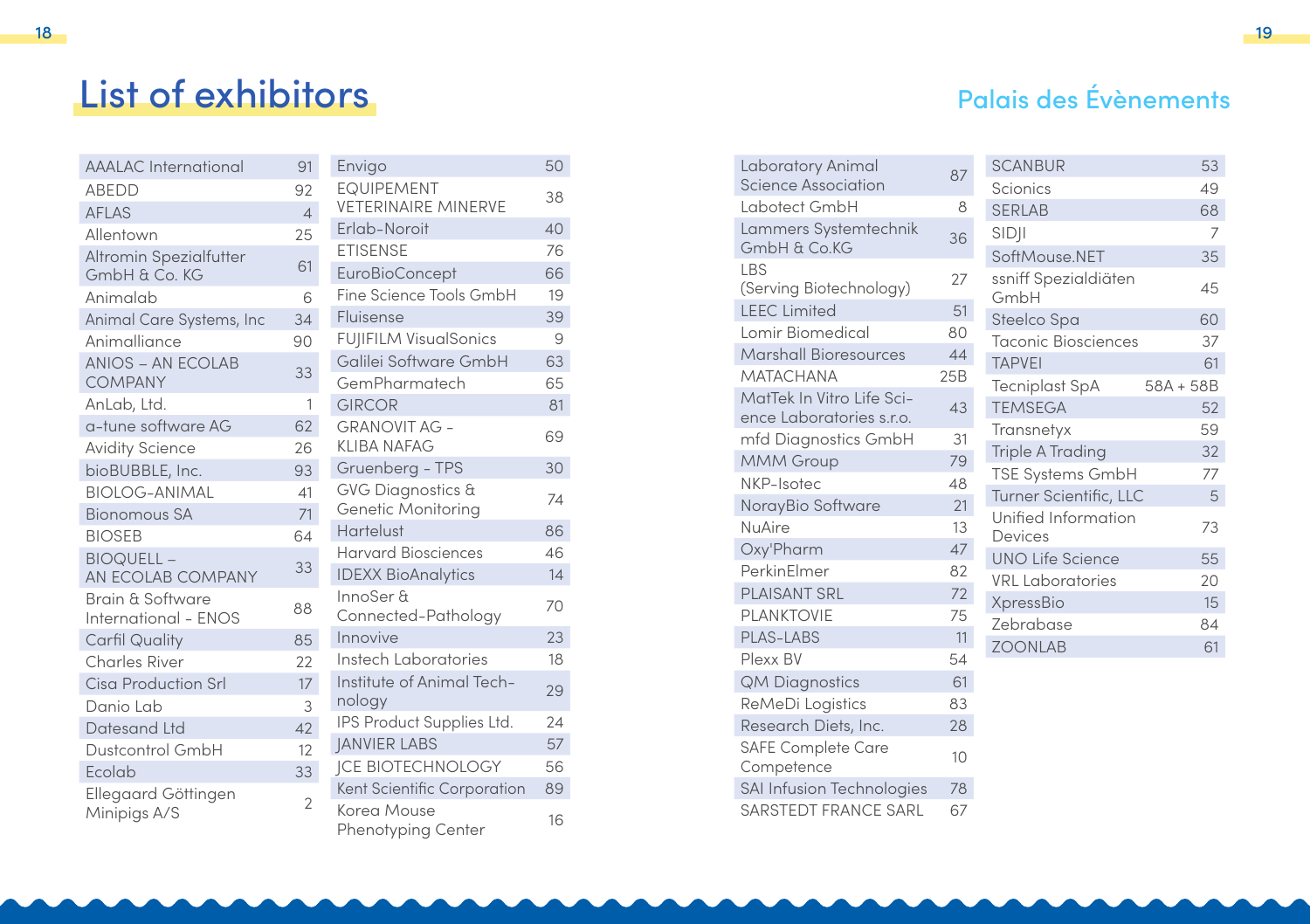# List of exhibitors

## Palais des Évènements

| Exhibitor | Stand |
|---|---|
| AAALAC International | 91 |
| ABEDD | 92 |
| AFLAS | 4 |
| Allentown | 25 |
| Altromin Spezialfutter GmbH & Co. KG | 61 |
| Animalab | 6 |
| Animal Care Systems, Inc | 34 |
| Animalliance | 90 |
| ANIOS – AN ECOLAB COMPANY | 33 |
| AnLab, Ltd. | 1 |
| a-tune software AG | 62 |
| Avidity Science | 26 |
| bioBUBBLE, Inc. | 93 |
| BIOLOG-ANIMAL | 41 |
| Bionomous SA | 71 |
| BIOSEB | 64 |
| BIOQUELL – AN ECOLAB COMPANY | 33 |
| Brain & Software International - ENOS | 88 |
| Carfil Quality | 85 |
| Charles River | 22 |
| Cisa Production Srl | 17 |
| Danio Lab | 3 |
| Datesand Ltd | 42 |
| Dustcontrol GmbH | 12 |
| Ecolab | 33 |
| Ellegaard Göttingen Minipigs A/S | 2 |
| Envigo | 50 |
| EQUIPEMENT VETERINAIRE MINERVE | 38 |
| Erlab-Noroit | 40 |
| ETISENSE | 76 |
| EuroBioConcept | 66 |
| Fine Science Tools GmbH | 19 |
| Fluisense | 39 |
| FUJIFILM VisualSonics | 9 |
| Galilei Software GmbH | 63 |
| GemPharmatech | 65 |
| GIRCOR | 81 |
| GRANOVIT AG - KLIBA NAFAG | 69 |
| Gruenberg - TPS | 30 |
| GVG Diagnostics & Genetic Monitoring | 74 |
| Hartelust | 86 |
| Harvard Biosciences | 46 |
| IDEXX BioAnalytics | 14 |
| InnoSer & Connected-Pathology | 70 |
| Innovive | 23 |
| Instech Laboratories | 18 |
| Institute of Animal Technology | 29 |
| IPS Product Supplies Ltd. | 24 |
| JANVIER LABS | 57 |
| JCE BIOTECHNOLOGY | 56 |
| Kent Scientific Corporation | 89 |
| Korea Mouse Phenotyping Center | 16 |
| Laboratory Animal Science Association | 87 |
| Labotect GmbH | 8 |
| Lammers Systemtechnik GmbH & Co.KG | 36 |
| LBS (Serving Biotechnology) | 27 |
| LEEC Limited | 51 |
| Lomir Biomedical | 80 |
| Marshall Bioresources | 44 |
| MATACHANA | 25B |
| MatTek In Vitro Life Science Laboratories s.r.o. | 43 |
| mfd Diagnostics GmbH | 31 |
| MMM Group | 79 |
| NKP-Isotec | 48 |
| NorayBio Software | 21 |
| NuAire | 13 |
| Oxy'Pharm | 47 |
| PerkinElmer | 82 |
| PLAISANT SRL | 72 |
| PLANKTOVIE | 75 |
| PLAS-LABS | 11 |
| Plexx BV | 54 |
| QM Diagnostics | 61 |
| ReMeDi Logistics | 83 |
| Research Diets, Inc. | 28 |
| SAFE Complete Care Competence | 10 |
| SAI Infusion Technologies | 78 |
| SARSTEDT FRANCE SARL | 67 |
| SCANBUR | 53 |
| Scionics | 49 |
| SERLAB | 68 |
| SIDJI | 7 |
| SoftMouse.NET | 35 |
| ssniff Spezialdiäten GmbH | 45 |
| Steelco Spa | 60 |
| Taconic Biosciences | 37 |
| TAPVEI | 61 |
| Tecniplast SpA | 58A + 58B |
| TEMSEGA | 52 |
| Transnetyx | 59 |
| Triple A Trading | 32 |
| TSE Systems GmbH | 77 |
| Turner Scientific, LLC | 5 |
| Unified Information Devices | 73 |
| UNO Life Science | 55 |
| VRL Laboratories | 20 |
| XpressBio | 15 |
| Zebrabase | 84 |
| ZOONLAB | 61 |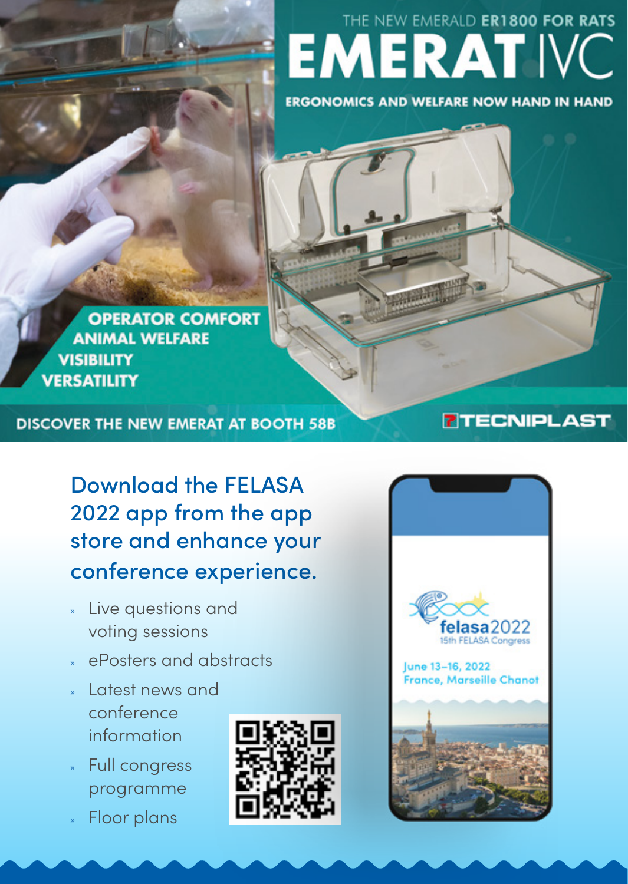THE NEW EMERALD **ER1800 FOR RATS**

# EMERAT IVC

**ERGONOMICS AND WELFARE NOW HAND IN HAND**

**OPERATOR COMFORT**
**ANIMAL WELFARE**
**VISIBILITY**
**VERSATILITY**

**DISCOVER THE NEW EMERAT AT BOOTH 58B**

**TECNIPLAST**

## Download the FELASA 2022 app from the app store and enhance your conference experience.

- Live questions and voting sessions
- ePosters and abstracts
- Latest news and conference information
- Full congress programme
- Floor plans

felasa2022
15th FELASA Congress

June 13–16, 2022
France, Marseille Chanot